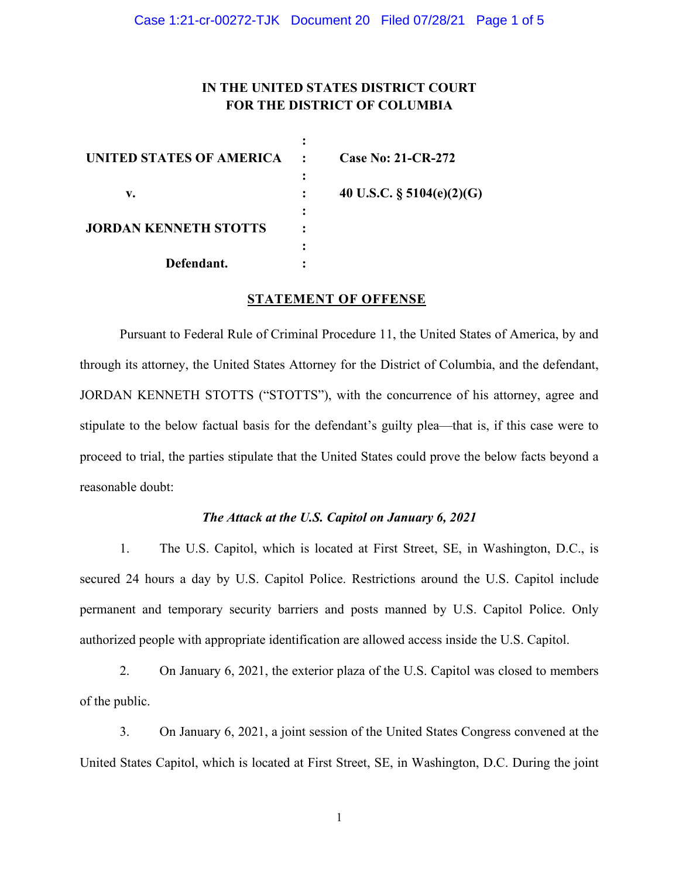# IN THE UNITED STATES DISTRICT COURT
# FOR THE DISTRICT OF COLUMBIA

| | | |
|---|---|---|
| **UNITED STATES OF AMERICA** | : | **Case No: 21-CR-272** |
| **v.** | : | **40 U.S.C. § 5104(e)(2)(G)** |
| **JORDAN KENNETH STOTTS** | : | |
| **Defendant.** | : | |

## STATEMENT OF OFFENSE

Pursuant to Federal Rule of Criminal Procedure 11, the United States of America, by and through its attorney, the United States Attorney for the District of Columbia, and the defendant, JORDAN KENNETH STOTTS ("STOTTS"), with the concurrence of his attorney, agree and stipulate to the below factual basis for the defendant's guilty plea—that is, if this case were to proceed to trial, the parties stipulate that the United States could prove the below facts beyond a reasonable doubt:

### *The Attack at the U.S. Capitol on January 6, 2021*

1. The U.S. Capitol, which is located at First Street, SE, in Washington, D.C., is secured 24 hours a day by U.S. Capitol Police. Restrictions around the U.S. Capitol include permanent and temporary security barriers and posts manned by U.S. Capitol Police. Only authorized people with appropriate identification are allowed access inside the U.S. Capitol.

2. On January 6, 2021, the exterior plaza of the U.S. Capitol was closed to members of the public.

3. On January 6, 2021, a joint session of the United States Congress convened at the United States Capitol, which is located at First Street, SE, in Washington, D.C. During the joint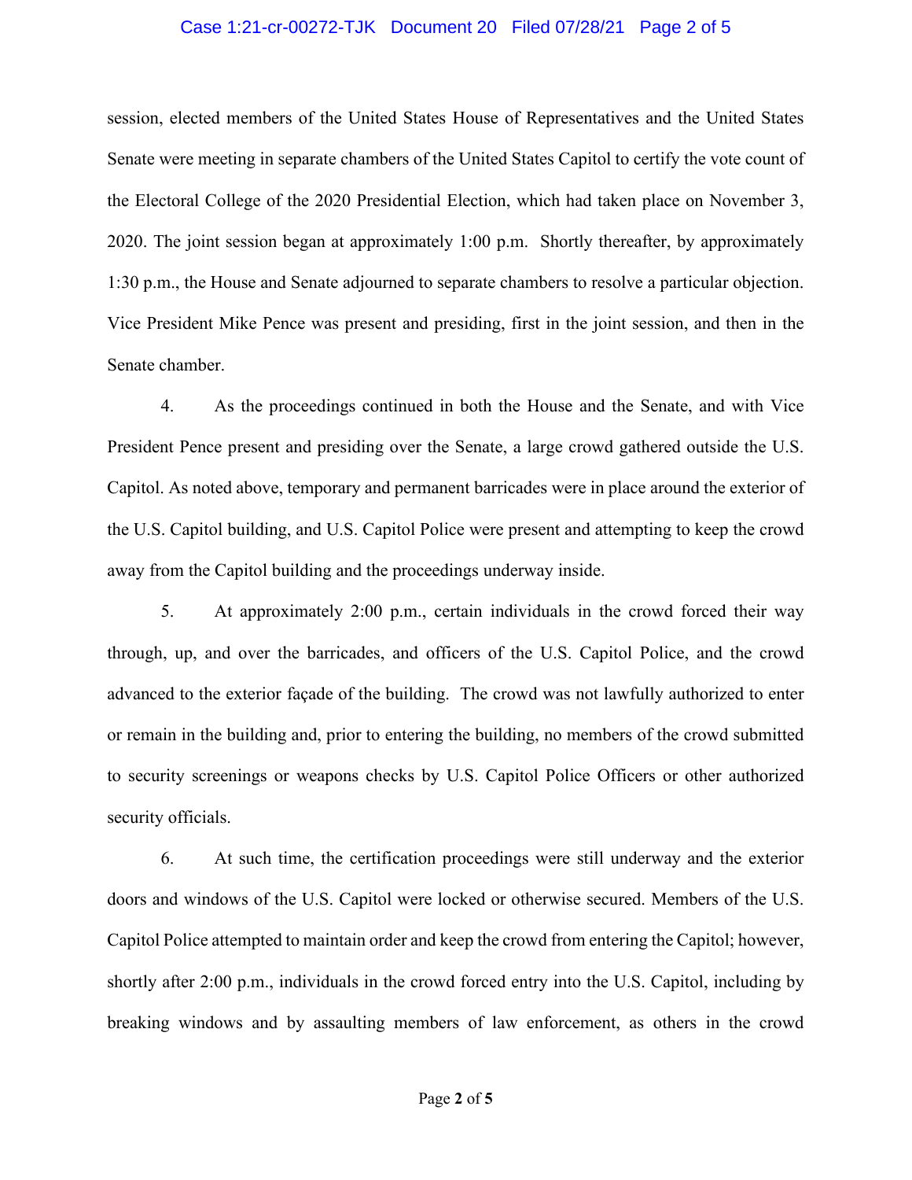session, elected members of the United States House of Representatives and the United States Senate were meeting in separate chambers of the United States Capitol to certify the vote count of the Electoral College of the 2020 Presidential Election, which had taken place on November 3, 2020. The joint session began at approximately 1:00 p.m. Shortly thereafter, by approximately 1:30 p.m., the House and Senate adjourned to separate chambers to resolve a particular objection. Vice President Mike Pence was present and presiding, first in the joint session, and then in the Senate chamber.

4. As the proceedings continued in both the House and the Senate, and with Vice President Pence present and presiding over the Senate, a large crowd gathered outside the U.S. Capitol. As noted above, temporary and permanent barricades were in place around the exterior of the U.S. Capitol building, and U.S. Capitol Police were present and attempting to keep the crowd away from the Capitol building and the proceedings underway inside.

5. At approximately 2:00 p.m., certain individuals in the crowd forced their way through, up, and over the barricades, and officers of the U.S. Capitol Police, and the crowd advanced to the exterior façade of the building. The crowd was not lawfully authorized to enter or remain in the building and, prior to entering the building, no members of the crowd submitted to security screenings or weapons checks by U.S. Capitol Police Officers or other authorized security officials.

6. At such time, the certification proceedings were still underway and the exterior doors and windows of the U.S. Capitol were locked or otherwise secured. Members of the U.S. Capitol Police attempted to maintain order and keep the crowd from entering the Capitol; however, shortly after 2:00 p.m., individuals in the crowd forced entry into the U.S. Capitol, including by breaking windows and by assaulting members of law enforcement, as others in the crowd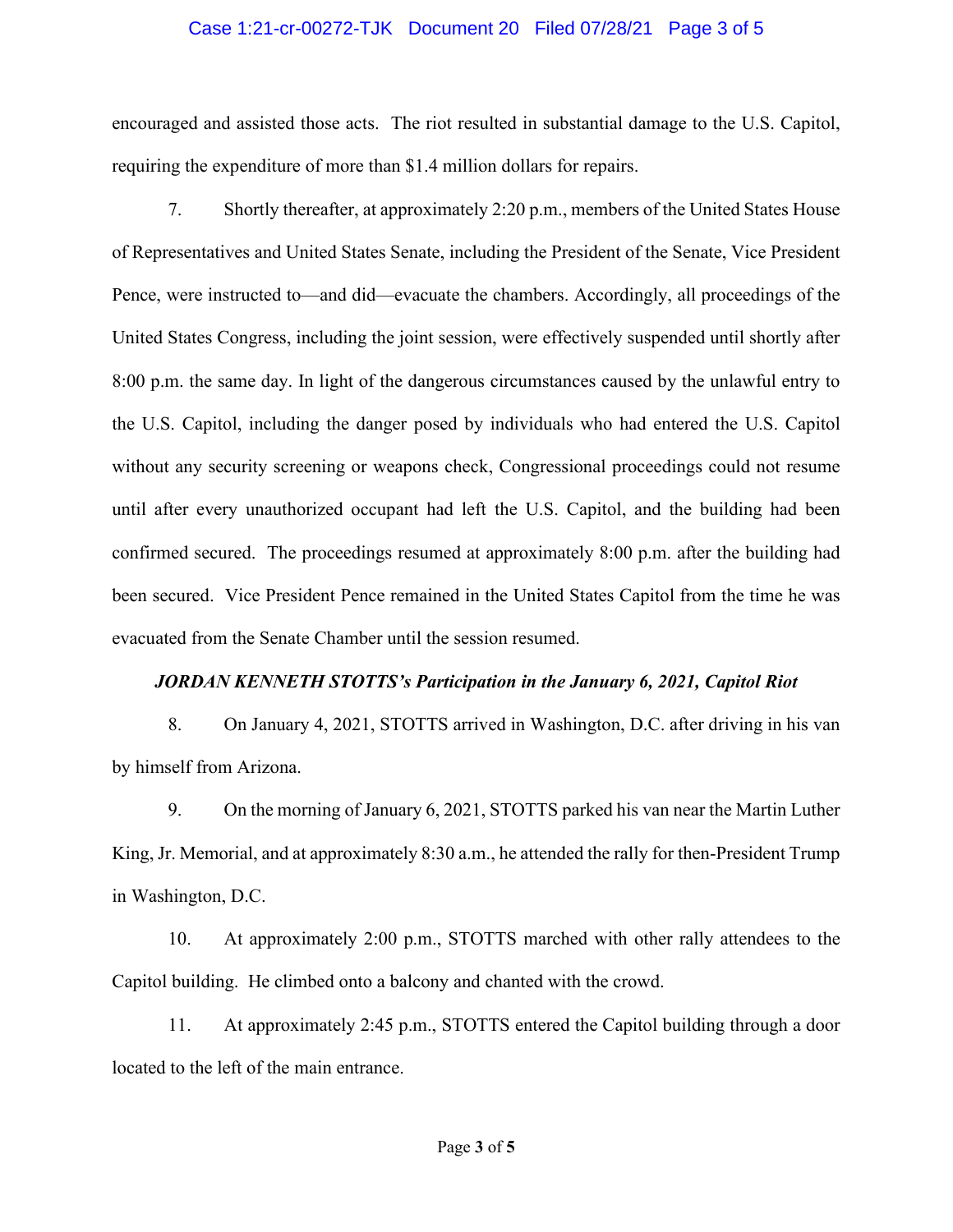encouraged and assisted those acts. The riot resulted in substantial damage to the U.S. Capitol, requiring the expenditure of more than $1.4 million dollars for repairs.

7. Shortly thereafter, at approximately 2:20 p.m., members of the United States House of Representatives and United States Senate, including the President of the Senate, Vice President Pence, were instructed to—and did—evacuate the chambers. Accordingly, all proceedings of the United States Congress, including the joint session, were effectively suspended until shortly after 8:00 p.m. the same day. In light of the dangerous circumstances caused by the unlawful entry to the U.S. Capitol, including the danger posed by individuals who had entered the U.S. Capitol without any security screening or weapons check, Congressional proceedings could not resume until after every unauthorized occupant had left the U.S. Capitol, and the building had been confirmed secured. The proceedings resumed at approximately 8:00 p.m. after the building had been secured. Vice President Pence remained in the United States Capitol from the time he was evacuated from the Senate Chamber until the session resumed.

***JORDAN KENNETH STOTTS's Participation in the January 6, 2021, Capitol Riot***

8. On January 4, 2021, STOTTS arrived in Washington, D.C. after driving in his van by himself from Arizona.

9. On the morning of January 6, 2021, STOTTS parked his van near the Martin Luther King, Jr. Memorial, and at approximately 8:30 a.m., he attended the rally for then-President Trump in Washington, D.C.

10. At approximately 2:00 p.m., STOTTS marched with other rally attendees to the Capitol building. He climbed onto a balcony and chanted with the crowd.

11. At approximately 2:45 p.m., STOTTS entered the Capitol building through a door located to the left of the main entrance.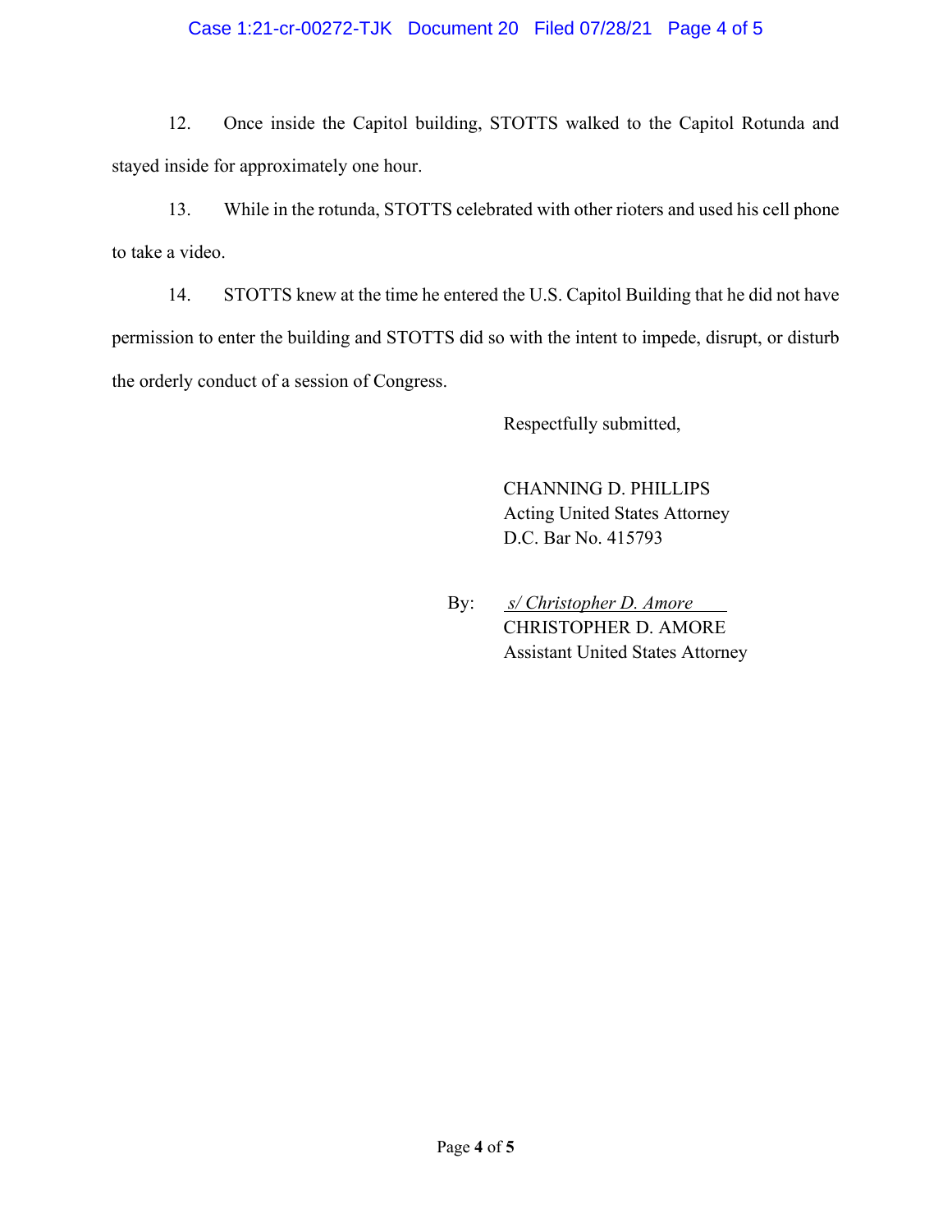12. Once inside the Capitol building, STOTTS walked to the Capitol Rotunda and stayed inside for approximately one hour.

13. While in the rotunda, STOTTS celebrated with other rioters and used his cell phone to take a video.

14. STOTTS knew at the time he entered the U.S. Capitol Building that he did not have permission to enter the building and STOTTS did so with the intent to impede, disrupt, or disturb the orderly conduct of a session of Congress.

Respectfully submitted,

CHANNING D. PHILLIPS
Acting United States Attorney
D.C. Bar No. 415793

By: *s/ Christopher D. Amore*
CHRISTOPHER D. AMORE
Assistant United States Attorney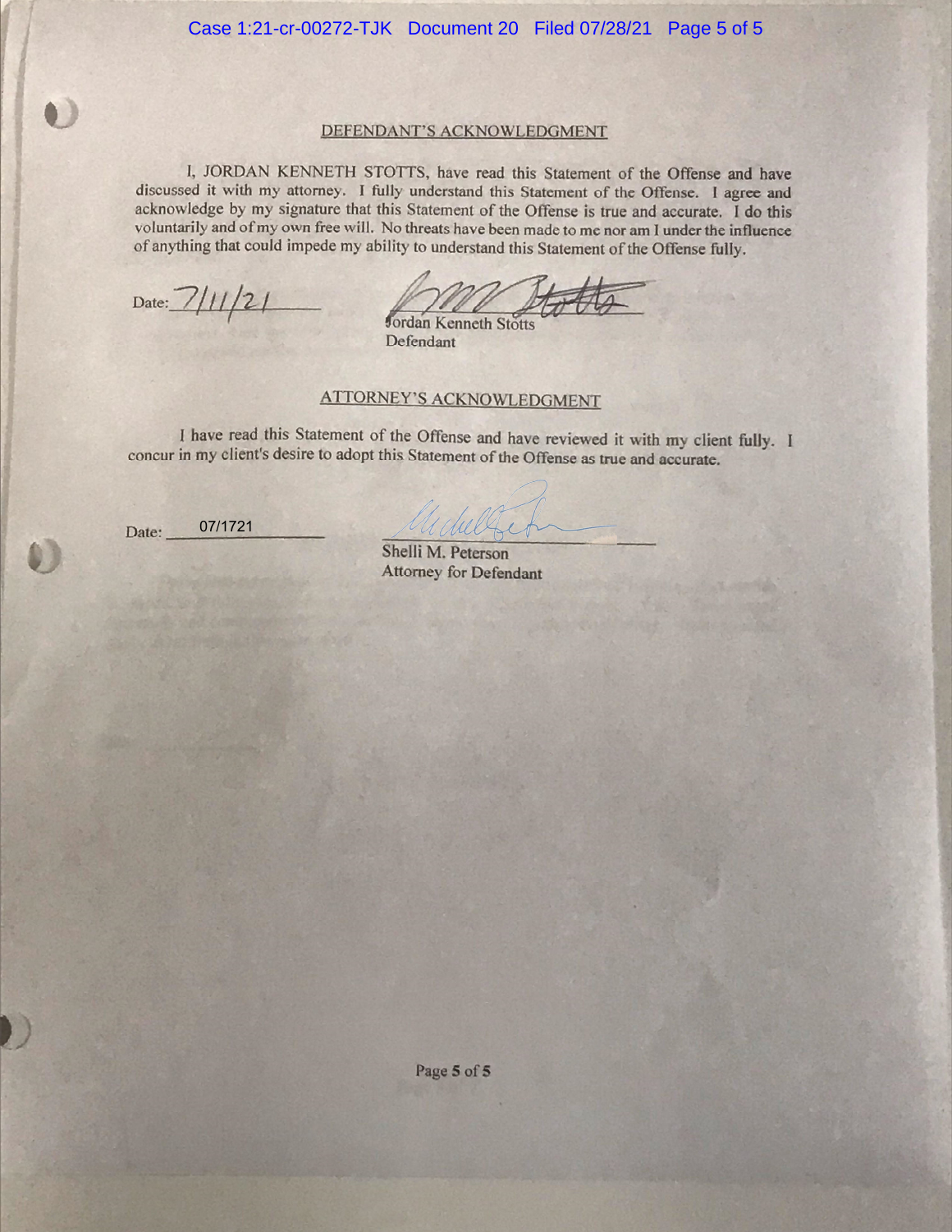## DEFENDANT'S ACKNOWLEDGMENT

I, JORDAN KENNETH STOTTS, have read this Statement of the Offense and have discussed it with my attorney. I fully understand this Statement of the Offense. I agree and acknowledge by my signature that this Statement of the Offense is true and accurate. I do this voluntarily and of my own free will. No threats have been made to me nor am I under the influence of anything that could impede my ability to understand this Statement of the Offense fully.

Date: 7/11/21

Jordan Kenneth Stotts
Defendant

## ATTORNEY'S ACKNOWLEDGMENT

I have read this Statement of the Offense and have reviewed it with my client fully. I concur in my client's desire to adopt this Statement of the Offense as true and accurate.

Date: 07/1721

Shelli M. Peterson
Attorney for Defendant